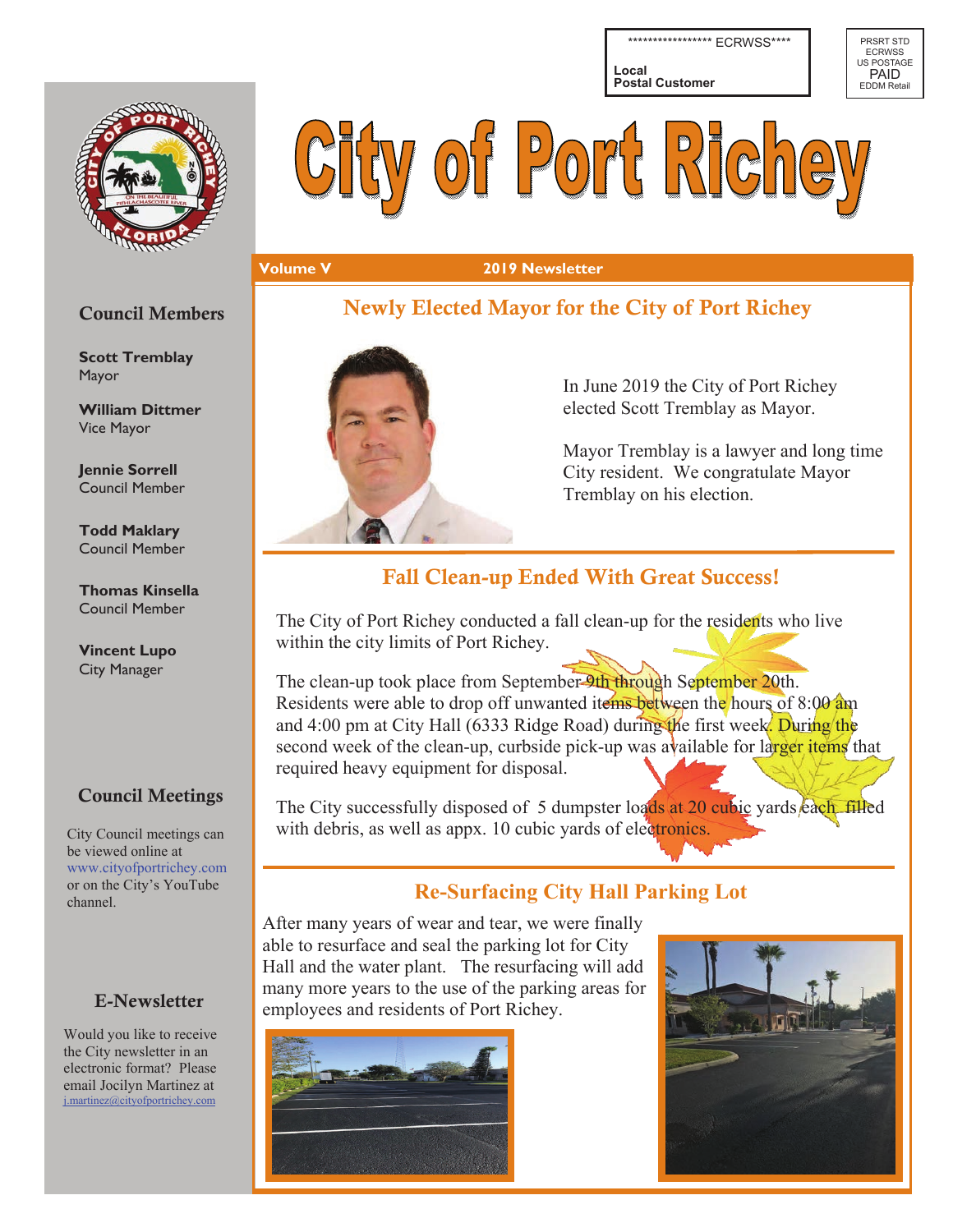****************** ECRWSS****

Local
Postal Customer

PRSRT STD
ECRWSS
US POSTAGE
PAID
EDDM Retail

# City of Port Richey

**Volume V** **2019 Newsletter**

## Council Members

**Scott Tremblay**
Mayor

**William Dittmer**
Vice Mayor

**Jennie Sorrell**
Council Member

**Todd Maklary**
Council Member

**Thomas Kinsella**
Council Member

**Vincent Lupo**
City Manager

## Council Meetings

City Council meetings can be viewed online at www.cityofportrichey.com or on the City's YouTube channel.

## E-Newsletter

Would you like to receive the City newsletter in an electronic format? Please email Jocilyn Martinez at j.martinez@cityofportrichey.com

## Newly Elected Mayor for the City of Port Richey

In June 2019 the City of Port Richey elected Scott Tremblay as Mayor.

Mayor Tremblay is a lawyer and long time City resident. We congratulate Mayor Tremblay on his election.

## Fall Clean-up Ended With Great Success!

The City of Port Richey conducted a fall clean-up for the residents who live within the city limits of Port Richey.

The clean-up took place from September 9th through September 20th. Residents were able to drop off unwanted items between the hours of 8:00 am and 4:00 pm at City Hall (6333 Ridge Road) during the first week. During the second week of the clean-up, curbside pick-up was available for larger items that required heavy equipment for disposal.

The City successfully disposed of 5 dumpster loads at 20 cubic yards each filled with debris, as well as appx. 10 cubic yards of electronics.

## Re-Surfacing City Hall Parking Lot

After many years of wear and tear, we were finally able to resurface and seal the parking lot for City Hall and the water plant. The resurfacing will add many more years to the use of the parking areas for employees and residents of Port Richey.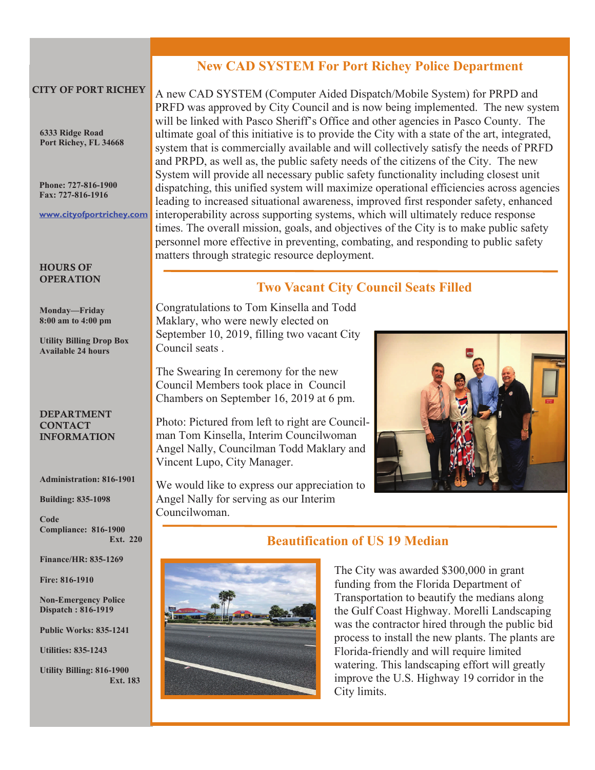**CITY OF PORT RICHEY**

**6333 Ridge Road**
**Port Richey, FL 34668**

**Phone: 727-816-1900**
**Fax: 727-816-1916**

**www.cityofportrichey.com**

**HOURS OF OPERATION**

**Monday—Friday**
**8:00 am to 4:00 pm**

**Utility Billing Drop Box Available 24 hours**

**DEPARTMENT CONTACT INFORMATION**

**Administration: 816-1901**

**Building: 835-1098**

**Code Compliance: 816-1900 Ext. 220**

**Finance/HR: 835-1269**

**Fire: 816-1910**

**Non-Emergency Police Dispatch : 816-1919**

**Public Works: 835-1241**

**Utilities: 835-1243**

**Utility Billing: 816-1900 Ext. 183**

## New CAD SYSTEM For Port Richey Police Department

A new CAD SYSTEM (Computer Aided Dispatch/Mobile System) for PRPD and PRFD was approved by City Council and is now being implemented. The new system will be linked with Pasco Sheriff's Office and other agencies in Pasco County. The ultimate goal of this initiative is to provide the City with a state of the art, integrated, system that is commercially available and will collectively satisfy the needs of PRFD and PRPD, as well as, the public safety needs of the citizens of the City. The new System will provide all necessary public safety functionality including closest unit dispatching, this unified system will maximize operational efficiencies across agencies leading to increased situational awareness, improved first responder safety, enhanced interoperability across supporting systems, which will ultimately reduce response times. The overall mission, goals, and objectives of the City is to make public safety personnel more effective in preventing, combating, and responding to public safety matters through strategic resource deployment.

## Two Vacant City Council Seats Filled

Congratulations to Tom Kinsella and Todd Maklary, who were newly elected on September 10, 2019, filling two vacant City Council seats .

The Swearing In ceremony for the new Council Members took place in Council Chambers on September 16, 2019 at 6 pm.

Photo: Pictured from left to right are Councilman Tom Kinsella, Interim Councilwoman Angel Nally, Councilman Todd Maklary and Vincent Lupo, City Manager.

We would like to express our appreciation to Angel Nally for serving as our Interim Councilwoman.

## Beautification of US 19 Median

The City was awarded $300,000 in grant funding from the Florida Department of Transportation to beautify the medians along the Gulf Coast Highway. Morelli Landscaping was the contractor hired through the public bid process to install the new plants. The plants are Florida-friendly and will require limited watering. This landscaping effort will greatly improve the U.S. Highway 19 corridor in the City limits.